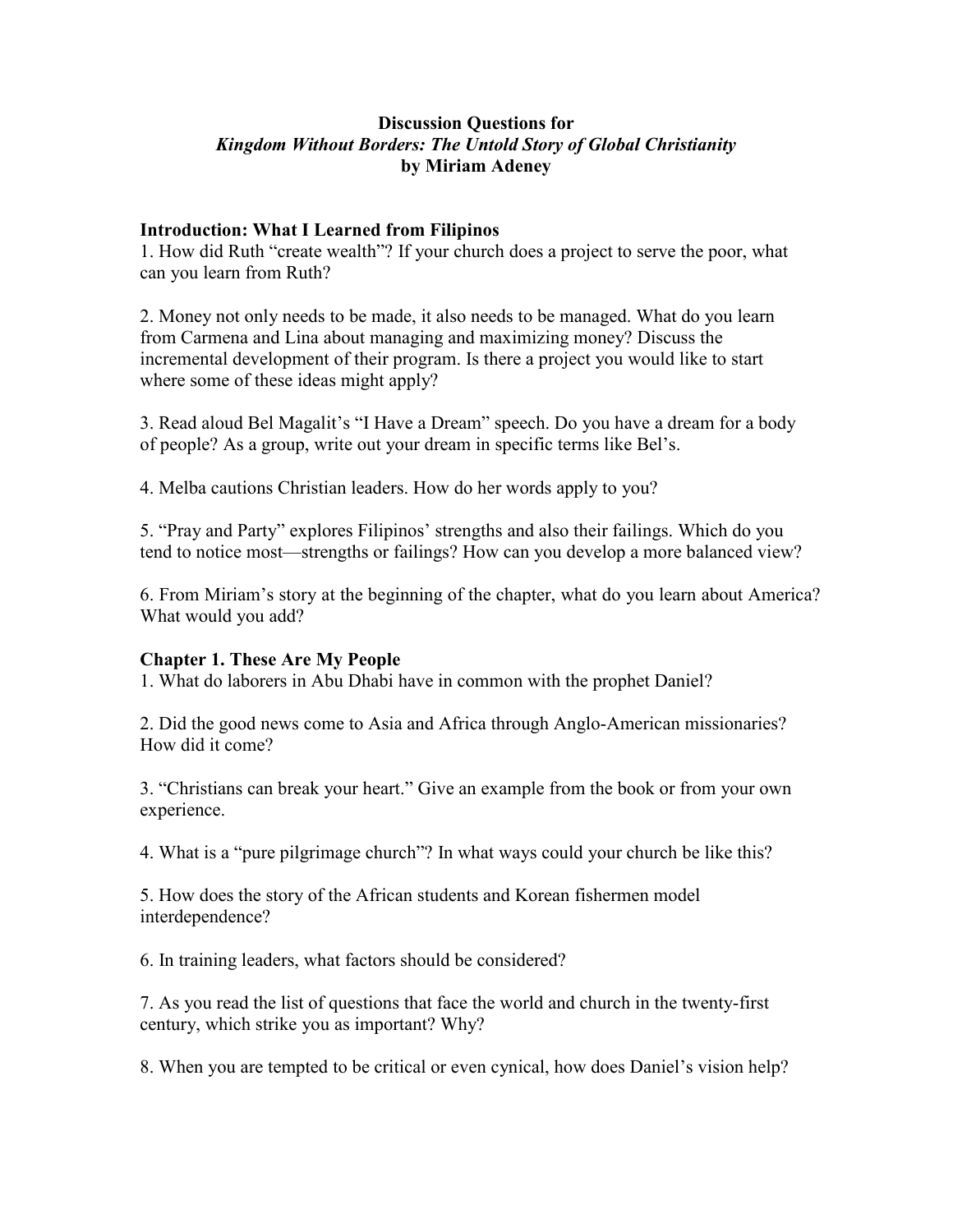**Discussion Questions for**
***Kingdom Without Borders: The Untold Story of Global Christianity***
**by Miriam Adeney**

### Introduction: What I Learned from Filipinos

1. How did Ruth "create wealth"? If your church does a project to serve the poor, what can you learn from Ruth?

2. Money not only needs to be made, it also needs to be managed. What do you learn from Carmena and Lina about managing and maximizing money? Discuss the incremental development of their program. Is there a project you would like to start where some of these ideas might apply?

3. Read aloud Bel Magalit's "I Have a Dream" speech. Do you have a dream for a body of people? As a group, write out your dream in specific terms like Bel's.

4. Melba cautions Christian leaders. How do her words apply to you?

5. "Pray and Party" explores Filipinos' strengths and also their failings. Which do you tend to notice most—strengths or failings? How can you develop a more balanced view?

6. From Miriam's story at the beginning of the chapter, what do you learn about America? What would you add?

### Chapter 1. These Are My People

1. What do laborers in Abu Dhabi have in common with the prophet Daniel?

2. Did the good news come to Asia and Africa through Anglo-American missionaries? How did it come?

3. "Christians can break your heart." Give an example from the book or from your own experience.

4. What is a "pure pilgrimage church"? In what ways could your church be like this?

5. How does the story of the African students and Korean fishermen model interdependence?

6. In training leaders, what factors should be considered?

7. As you read the list of questions that face the world and church in the twenty-first century, which strike you as important? Why?

8. When you are tempted to be critical or even cynical, how does Daniel's vision help?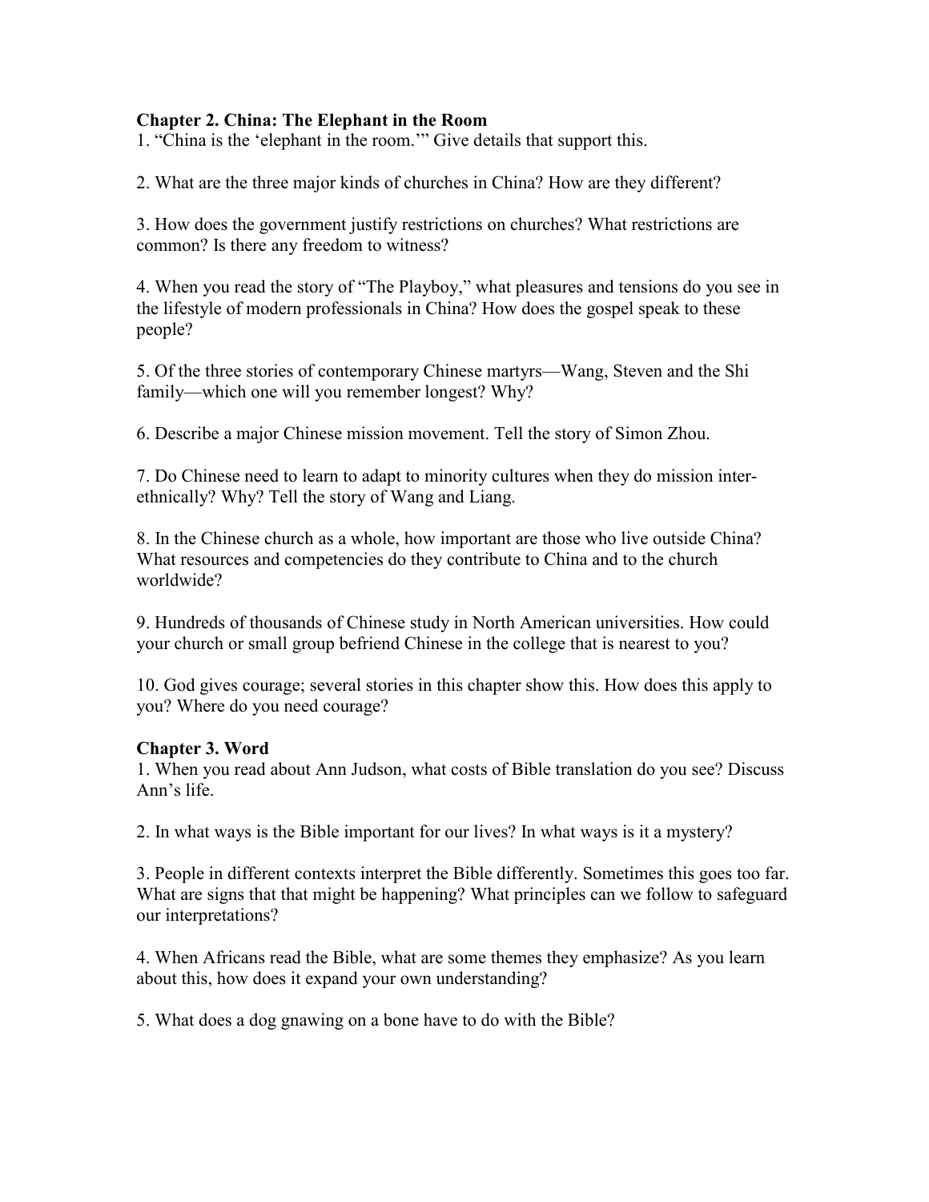**Chapter 2. China: The Elephant in the Room**

1. "China is the 'elephant in the room.'" Give details that support this.

2. What are the three major kinds of churches in China? How are they different?

3. How does the government justify restrictions on churches? What restrictions are common? Is there any freedom to witness?

4. When you read the story of "The Playboy," what pleasures and tensions do you see in the lifestyle of modern professionals in China? How does the gospel speak to these people?

5. Of the three stories of contemporary Chinese martyrs—Wang, Steven and the Shi family—which one will you remember longest? Why?

6. Describe a major Chinese mission movement. Tell the story of Simon Zhou.

7. Do Chinese need to learn to adapt to minority cultures when they do mission inter-ethnically? Why? Tell the story of Wang and Liang.

8. In the Chinese church as a whole, how important are those who live outside China? What resources and competencies do they contribute to China and to the church worldwide?

9. Hundreds of thousands of Chinese study in North American universities. How could your church or small group befriend Chinese in the college that is nearest to you?

10. God gives courage; several stories in this chapter show this. How does this apply to you? Where do you need courage?

**Chapter 3. Word**

1. When you read about Ann Judson, what costs of Bible translation do you see? Discuss Ann's life.

2. In what ways is the Bible important for our lives? In what ways is it a mystery?

3. People in different contexts interpret the Bible differently. Sometimes this goes too far. What are signs that that might be happening? What principles can we follow to safeguard our interpretations?

4. When Africans read the Bible, what are some themes they emphasize? As you learn about this, how does it expand your own understanding?

5. What does a dog gnawing on a bone have to do with the Bible?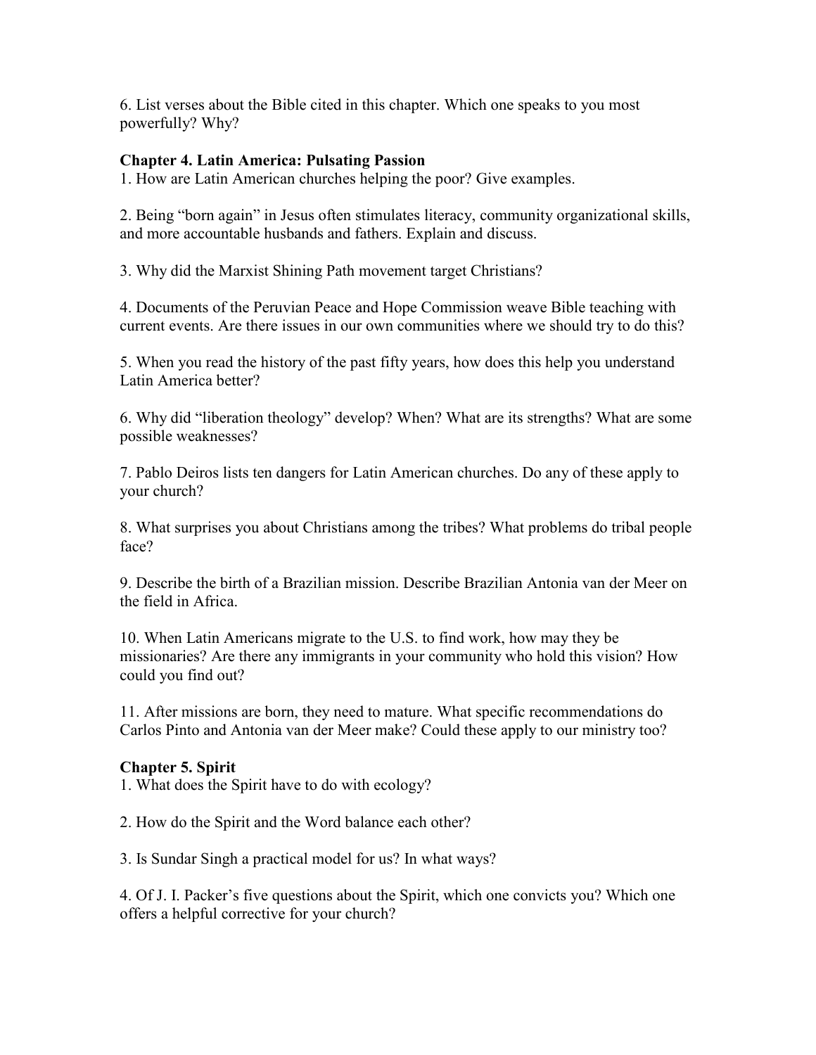6. List verses about the Bible cited in this chapter. Which one speaks to you most powerfully? Why?

**Chapter 4. Latin America: Pulsating Passion**

1. How are Latin American churches helping the poor? Give examples.

2. Being "born again" in Jesus often stimulates literacy, community organizational skills, and more accountable husbands and fathers. Explain and discuss.

3. Why did the Marxist Shining Path movement target Christians?

4. Documents of the Peruvian Peace and Hope Commission weave Bible teaching with current events. Are there issues in our own communities where we should try to do this?

5. When you read the history of the past fifty years, how does this help you understand Latin America better?

6. Why did "liberation theology" develop? When? What are its strengths? What are some possible weaknesses?

7. Pablo Deiros lists ten dangers for Latin American churches. Do any of these apply to your church?

8. What surprises you about Christians among the tribes? What problems do tribal people face?

9. Describe the birth of a Brazilian mission. Describe Brazilian Antonia van der Meer on the field in Africa.

10. When Latin Americans migrate to the U.S. to find work, how may they be missionaries? Are there any immigrants in your community who hold this vision? How could you find out?

11. After missions are born, they need to mature. What specific recommendations do Carlos Pinto and Antonia van der Meer make? Could these apply to our ministry too?

**Chapter 5. Spirit**

1. What does the Spirit have to do with ecology?

2. How do the Spirit and the Word balance each other?

3. Is Sundar Singh a practical model for us? In what ways?

4. Of J. I. Packer's five questions about the Spirit, which one convicts you? Which one offers a helpful corrective for your church?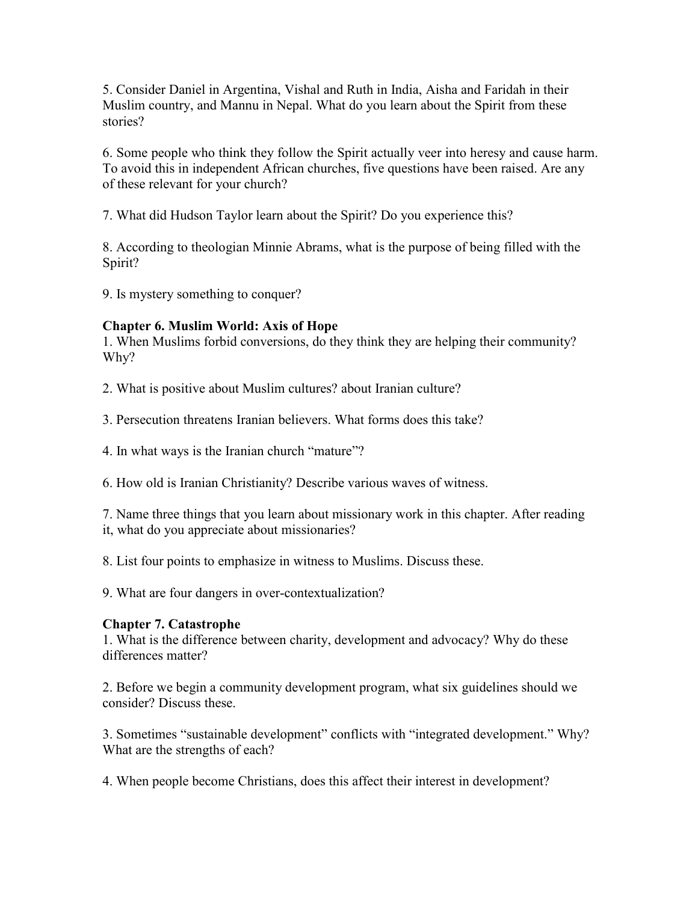5. Consider Daniel in Argentina, Vishal and Ruth in India, Aisha and Faridah in their Muslim country, and Mannu in Nepal. What do you learn about the Spirit from these stories?

6. Some people who think they follow the Spirit actually veer into heresy and cause harm. To avoid this in independent African churches, five questions have been raised. Are any of these relevant for your church?

7. What did Hudson Taylor learn about the Spirit? Do you experience this?

8. According to theologian Minnie Abrams, what is the purpose of being filled with the Spirit?

9. Is mystery something to conquer?

**Chapter 6. Muslim World: Axis of Hope**

1. When Muslims forbid conversions, do they think they are helping their community? Why?

2. What is positive about Muslim cultures? about Iranian culture?

3. Persecution threatens Iranian believers. What forms does this take?

4. In what ways is the Iranian church "mature"?

6. How old is Iranian Christianity? Describe various waves of witness.

7. Name three things that you learn about missionary work in this chapter. After reading it, what do you appreciate about missionaries?

8. List four points to emphasize in witness to Muslims. Discuss these.

9. What are four dangers in over-contextualization?

**Chapter 7. Catastrophe**

1. What is the difference between charity, development and advocacy? Why do these differences matter?

2. Before we begin a community development program, what six guidelines should we consider? Discuss these.

3. Sometimes "sustainable development" conflicts with "integrated development." Why? What are the strengths of each?

4. When people become Christians, does this affect their interest in development?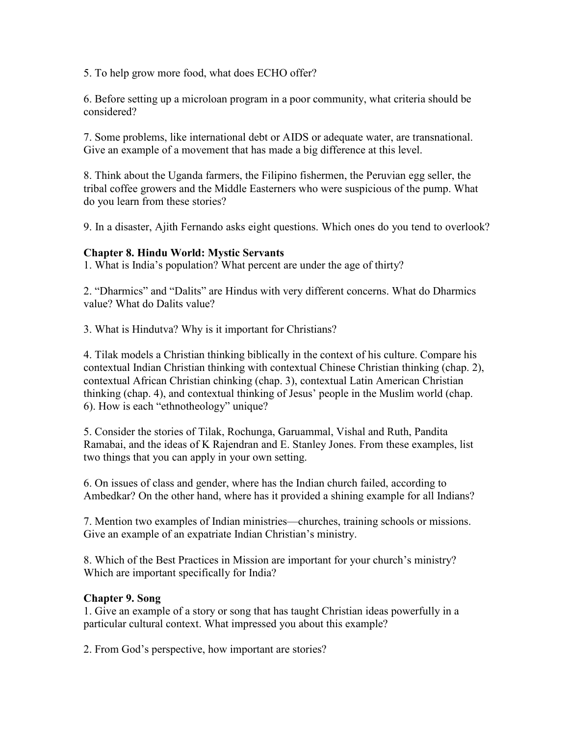5. To help grow more food, what does ECHO offer?

6. Before setting up a microloan program in a poor community, what criteria should be considered?

7. Some problems, like international debt or AIDS or adequate water, are transnational. Give an example of a movement that has made a big difference at this level.

8. Think about the Uganda farmers, the Filipino fishermen, the Peruvian egg seller, the tribal coffee growers and the Middle Easterners who were suspicious of the pump. What do you learn from these stories?

9. In a disaster, Ajith Fernando asks eight questions. Which ones do you tend to overlook?

**Chapter 8. Hindu World: Mystic Servants**

1. What is India's population? What percent are under the age of thirty?

2. "Dharmics" and "Dalits" are Hindus with very different concerns. What do Dharmics value? What do Dalits value?

3. What is Hindutva? Why is it important for Christians?

4. Tilak models a Christian thinking biblically in the context of his culture. Compare his contextual Indian Christian thinking with contextual Chinese Christian thinking (chap. 2), contextual African Christian chinking (chap. 3), contextual Latin American Christian thinking (chap. 4), and contextual thinking of Jesus' people in the Muslim world (chap. 6). How is each "ethnotheology" unique?

5. Consider the stories of Tilak, Rochunga, Garuammal, Vishal and Ruth, Pandita Ramabai, and the ideas of K Rajendran and E. Stanley Jones. From these examples, list two things that you can apply in your own setting.

6. On issues of class and gender, where has the Indian church failed, according to Ambedkar? On the other hand, where has it provided a shining example for all Indians?

7. Mention two examples of Indian ministries—churches, training schools or missions. Give an example of an expatriate Indian Christian's ministry.

8. Which of the Best Practices in Mission are important for your church's ministry? Which are important specifically for India?

**Chapter 9. Song**

1. Give an example of a story or song that has taught Christian ideas powerfully in a particular cultural context. What impressed you about this example?

2. From God's perspective, how important are stories?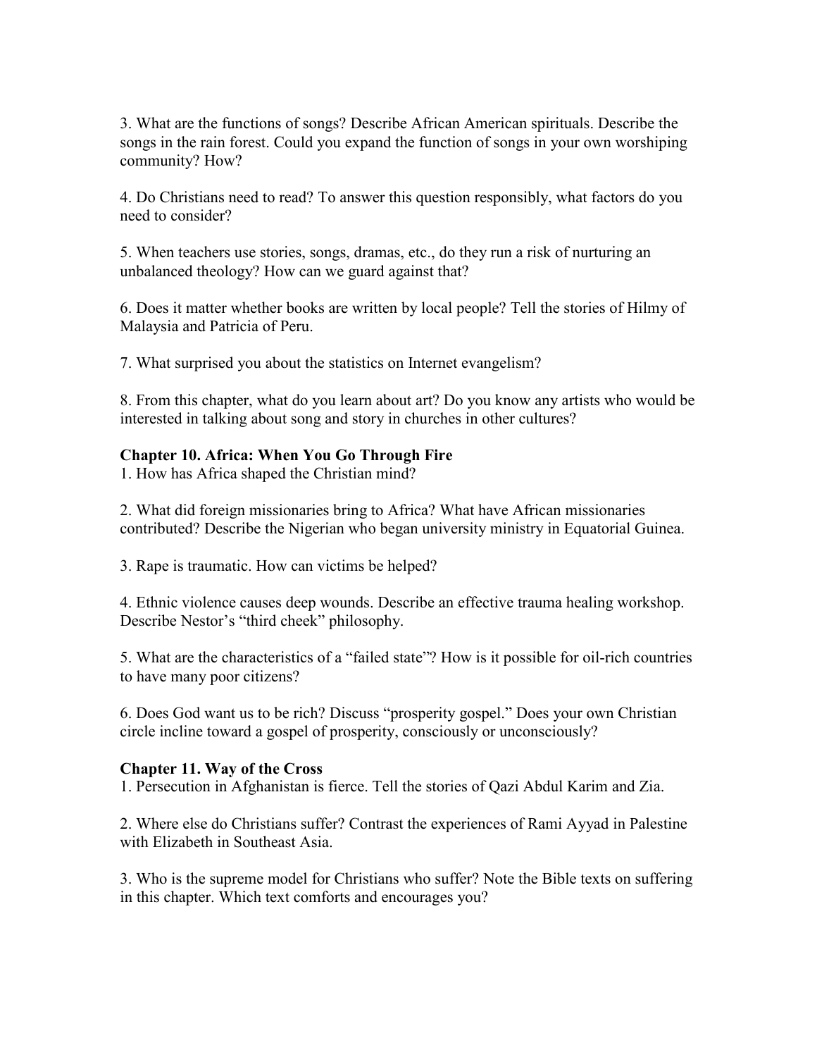3. What are the functions of songs? Describe African American spirituals. Describe the songs in the rain forest. Could you expand the function of songs in your own worshiping community? How?

4. Do Christians need to read? To answer this question responsibly, what factors do you need to consider?

5. When teachers use stories, songs, dramas, etc., do they run a risk of nurturing an unbalanced theology? How can we guard against that?

6. Does it matter whether books are written by local people? Tell the stories of Hilmy of Malaysia and Patricia of Peru.

7. What surprised you about the statistics on Internet evangelism?

8. From this chapter, what do you learn about art? Do you know any artists who would be interested in talking about song and story in churches in other cultures?

**Chapter 10. Africa: When You Go Through Fire**

1. How has Africa shaped the Christian mind?

2. What did foreign missionaries bring to Africa? What have African missionaries contributed? Describe the Nigerian who began university ministry in Equatorial Guinea.

3. Rape is traumatic. How can victims be helped?

4. Ethnic violence causes deep wounds. Describe an effective trauma healing workshop. Describe Nestor's "third cheek" philosophy.

5. What are the characteristics of a "failed state"? How is it possible for oil-rich countries to have many poor citizens?

6. Does God want us to be rich? Discuss "prosperity gospel." Does your own Christian circle incline toward a gospel of prosperity, consciously or unconsciously?

**Chapter 11. Way of the Cross**

1. Persecution in Afghanistan is fierce. Tell the stories of Qazi Abdul Karim and Zia.

2. Where else do Christians suffer? Contrast the experiences of Rami Ayyad in Palestine with Elizabeth in Southeast Asia.

3. Who is the supreme model for Christians who suffer? Note the Bible texts on suffering in this chapter. Which text comforts and encourages you?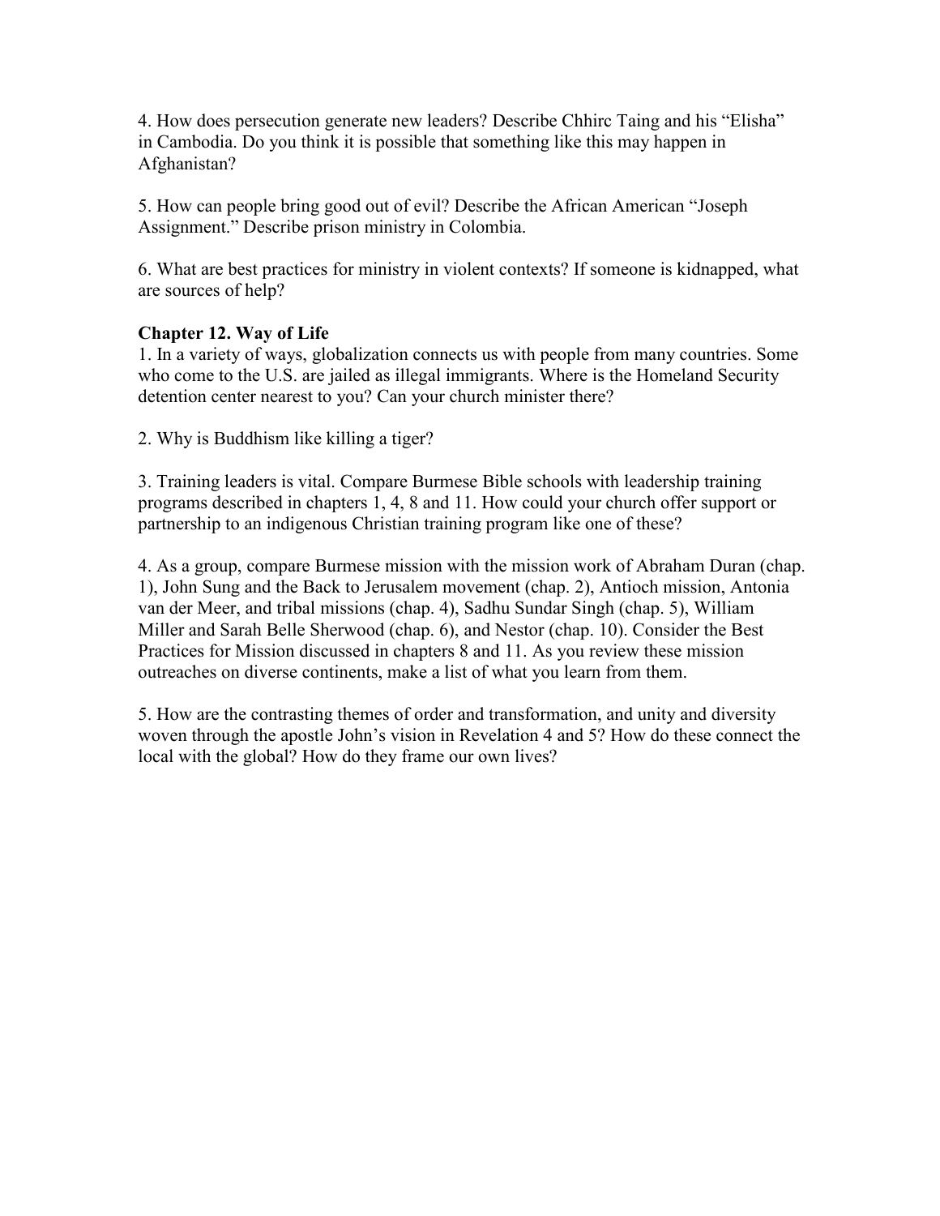4. How does persecution generate new leaders? Describe Chhirc Taing and his “Elisha” in Cambodia. Do you think it is possible that something like this may happen in Afghanistan?

5. How can people bring good out of evil? Describe the African American “Joseph Assignment.” Describe prison ministry in Colombia.

6. What are best practices for ministry in violent contexts? If someone is kidnapped, what are sources of help?

**Chapter 12. Way of Life**

1. In a variety of ways, globalization connects us with people from many countries. Some who come to the U.S. are jailed as illegal immigrants. Where is the Homeland Security detention center nearest to you? Can your church minister there?

2. Why is Buddhism like killing a tiger?

3. Training leaders is vital. Compare Burmese Bible schools with leadership training programs described in chapters 1, 4, 8 and 11. How could your church offer support or partnership to an indigenous Christian training program like one of these?

4. As a group, compare Burmese mission with the mission work of Abraham Duran (chap. 1), John Sung and the Back to Jerusalem movement (chap. 2), Antioch mission, Antonia van der Meer, and tribal missions (chap. 4), Sadhu Sundar Singh (chap. 5), William Miller and Sarah Belle Sherwood (chap. 6), and Nestor (chap. 10). Consider the Best Practices for Mission discussed in chapters 8 and 11. As you review these mission outreaches on diverse continents, make a list of what you learn from them.

5. How are the contrasting themes of order and transformation, and unity and diversity woven through the apostle John’s vision in Revelation 4 and 5? How do these connect the local with the global? How do they frame our own lives?